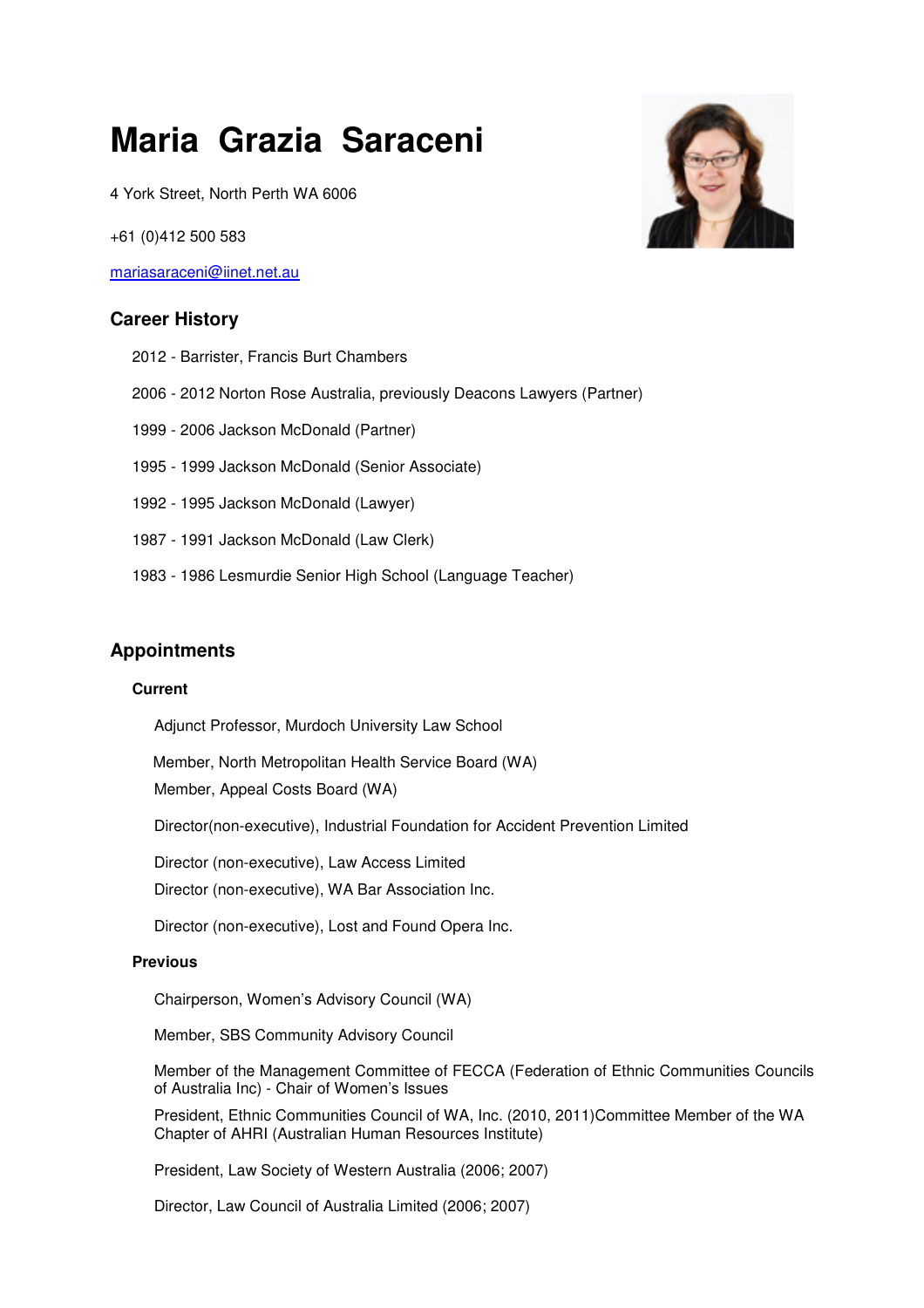# Maria Grazia Saraceni

4 York Street, North Perth WA 6006

+61 (0)412 500 583

mariasaraceni@iinet.net.au

## Career History

2012 - Barrister, Francis Burt Chambers

2006 - 2012 Norton Rose Australia, previously Deacons Lawyers (Partner)

1999 - 2006 Jackson McDonald (Partner)

1995 - 1999 Jackson McDonald (Senior Associate)

1992 - 1995 Jackson McDonald (Lawyer)

1987 - 1991 Jackson McDonald (Law Clerk)

1983 - 1986 Lesmurdie Senior High School (Language Teacher)

## Appointments

### Current

Adjunct Professor, Murdoch University Law School

Member, North Metropolitan Health Service Board (WA)

Member, Appeal Costs Board (WA)

Director(non-executive), Industrial Foundation for Accident Prevention Limited

Director (non-executive), Law Access Limited

Director (non-executive), WA Bar Association Inc.

Director (non-executive), Lost and Found Opera Inc.

### Previous

Chairperson, Women's Advisory Council (WA)

Member, SBS Community Advisory Council

Member of the Management Committee of FECCA (Federation of Ethnic Communities Councils of Australia Inc) - Chair of Women's Issues

President, Ethnic Communities Council of WA, Inc. (2010, 2011)Committee Member of the WA Chapter of AHRI (Australian Human Resources Institute)

President, Law Society of Western Australia (2006; 2007)

Director, Law Council of Australia Limited (2006; 2007)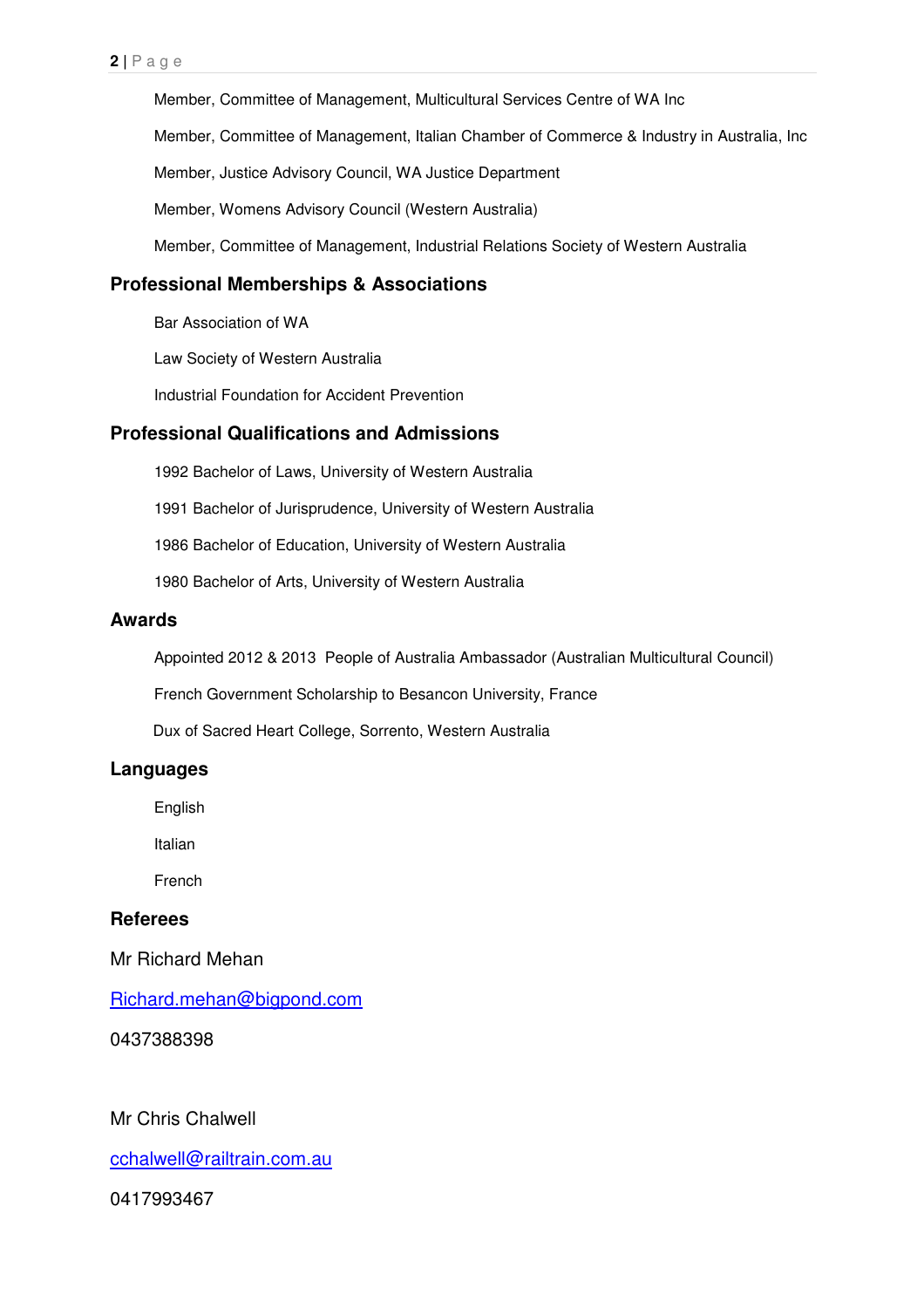Member, Committee of Management, Multicultural Services Centre of WA Inc

Member, Committee of Management, Italian Chamber of Commerce & Industry in Australia, Inc

Member, Justice Advisory Council, WA Justice Department

Member, Womens Advisory Council (Western Australia)

Member, Committee of Management, Industrial Relations Society of Western Australia

## Professional Memberships & Associations

Bar Association of WA

Law Society of Western Australia

Industrial Foundation for Accident Prevention

## Professional Qualifications and Admissions

1992 Bachelor of Laws, University of Western Australia

1991 Bachelor of Jurisprudence, University of Western Australia

1986 Bachelor of Education, University of Western Australia

1980 Bachelor of Arts, University of Western Australia

## Awards

Appointed 2012 & 2013 People of Australia Ambassador (Australian Multicultural Council)

French Government Scholarship to Besancon University, France

Dux of Sacred Heart College, Sorrento, Western Australia

## Languages

English

Italian

French

## Referees

Mr Richard Mehan

[Richard.mehan@bigpond.com](mailto:Richard.mehan@bigpond.com)

0437388398

Mr Chris Chalwell

[cchalwell@railtrain.com.au](mailto:cchalwell@railtrain.com.au)

0417993467